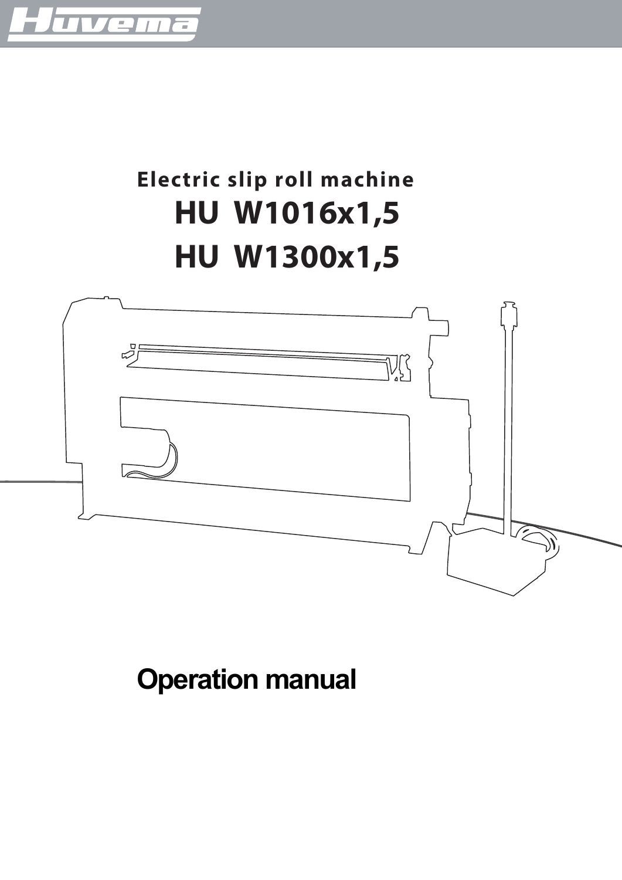Huvema

## Electric slip roll machine

# HU W1016x1,5
# HU W1300x1,5

## Operation manual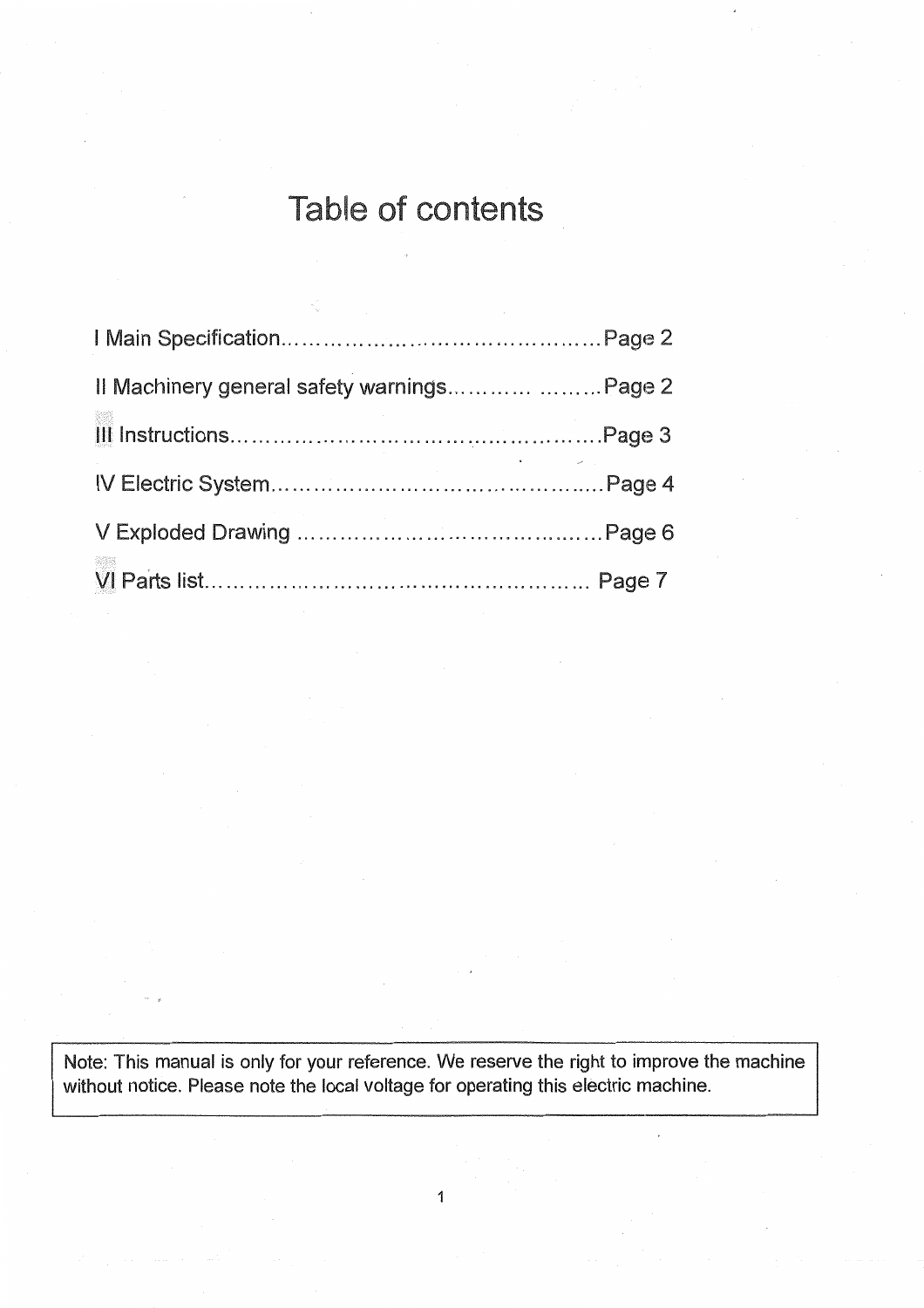# Table of contents

I Main Specification……………………………………………Page 2

II Machinery general safety warnings………… ………Page 2

III Instructions……………………………………………….Page 3

IV Electric System…………………………………………..Page 4

V Exploded Drawing ………………………………………Page 6

VI Parts list……………………………………………… Page 7

Note: This manual is only for your reference. We reserve the right to improve the machine without notice. Please note the local voltage for operating this electric machine.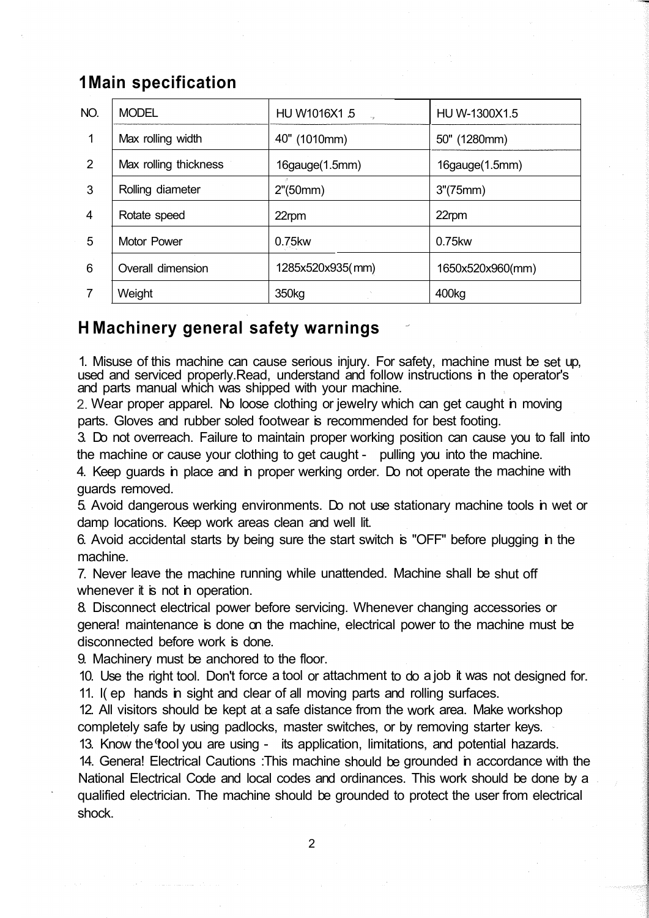## 1Main specification

| NO. | MODEL | HU W1016X1.5 | HU W-1300X1.5 |
|---|---|---|---|
| 1 | Max rolling width | 40" (1010mm) | 50" (1280mm) |
| 2 | Max rolling thickness | 16gauge(1.5mm) | 16gauge(1.5mm) |
| 3 | Rolling diameter | 2"(50mm) | 3"(75mm) |
| 4 | Rotate speed | 22rpm | 22rpm |
| 5 | Motor Power | 0.75kw | 0.75kw |
| 6 | Overall dimension | 1285x520x935(mm) | 1650x520x960(mm) |
| 7 | Weight | 350kg | 400kg |

## H Machinery general safety warnings

1. Misuse of this machine can cause serious injury. For safety, machine must be set up, used and serviced properly.Read, understand and follow instructions in the operator's and parts manual which was shipped with your machine.
2. Wear proper apparel. No loose clothing or jewelry which can get caught in moving parts. Gloves and rubber soled footwear is recommended for best footing.
3. Do not overreach. Failure to maintain proper working position can cause you to fall into the machine or cause your clothing to get caught - pulling you into the machine.
4. Keep guards in place and in proper werking order. Do not operate the machine with guards removed.
5. Avoid dangerous werking environments. Do not use stationary machine tools in wet or damp locations. Keep work areas clean and well lit.
6. Avoid accidental starts by being sure the start switch is "OFF" before plugging in the machine.
7. Never leave the machine running while unattended. Machine shall be shut off whenever it is not in operation.
8. Disconnect electrical power before servicing. Whenever changing accessories or genera! maintenance is done on the machine, electrical power to the machine must be disconnected before work is done.
9. Machinery must be anchored to the floor.
10. Use the right tool. Don't force a tool or attachment to do a job it was not designed for.
11. I( ep hands in sight and clear of all moving parts and rolling surfaces.
12. All visitors should be kept at a safe distance from the work area. Make workshop completely safe by using padlocks, master switches, or by removing starter keys.
13. Know the tool you are using - its application, limitations, and potential hazards.
14. Genera! Electrical Cautions :This machine should be grounded in accordance with the National Electrical Code and local codes and ordinances. This work should be done by a qualified electrician. The machine should be grounded to protect the user from electrical shock.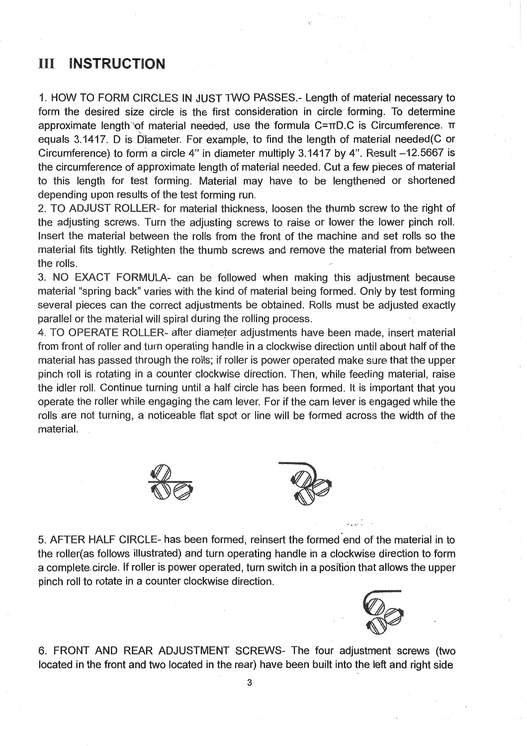# III INSTRUCTION

1. HOW TO FORM CIRCLES IN JUST TWO PASSES.- Length of material necessary to form the desired size circle is the first consideration in circle forming. To determine approximate length of material needed, use the formula $C=\pi D$.C is Circumference. $\pi$ equals 3.1417. D is Diameter. For example, to find the length of material needed(C or Circumference) to form a circle 4" in diameter multiply 3.1417 by 4". Result –12.5667 is the circumference of approximate length of material needed. Cut a few pieces of material to this length for test forming. Material may have to be lengthened or shortened depending upon results of the test forming run.
2. TO ADJUST ROLLER- for material thickness, loosen the thumb screw to the right of the adjusting screws. Turn the adjusting screws to raise or lower the lower pinch roll. Insert the material between the rolls from the front of the machine and set rolls so the material fits tightly. Retighten the thumb screws and remove the material from between the rolls.
3. NO EXACT FORMULA- can be followed when making this adjustment because material "spring back" varies with the kind of material being formed. Only by test forming several pieces can the correct adjustments be obtained. Rolls must be adjusted exactly parallel or the material will spiral during the rolling process.
4. TO OPERATE ROLLER- after diameter adjustments have been made, insert material from front of roller and turn operating handle in a clockwise direction until about half of the material has passed through the rolls; if roller is power operated make sure that the upper pinch roll is rotating in a counter clockwise direction. Then, while feeding material, raise the idler roll. Continue turning until a half circle has been formed. It is important that you operate the roller while engaging the cam lever. For if the cam lever is engaged while the rolls are not turning, a noticeable flat spot or line will be formed across the width of the material.

5. AFTER HALF CIRCLE- has been formed, reinsert the formed end of the material in to the roller(as follows illustrated) and turn operating handle in a clockwise direction to form a complete circle. If roller is power operated, turn switch in a position that allows the upper pinch roll to rotate in a counter clockwise direction.

6. FRONT AND REAR ADJUSTMENT SCREWS- The four adjustment screws (two located in the front and two located in the rear) have been built into the left and right side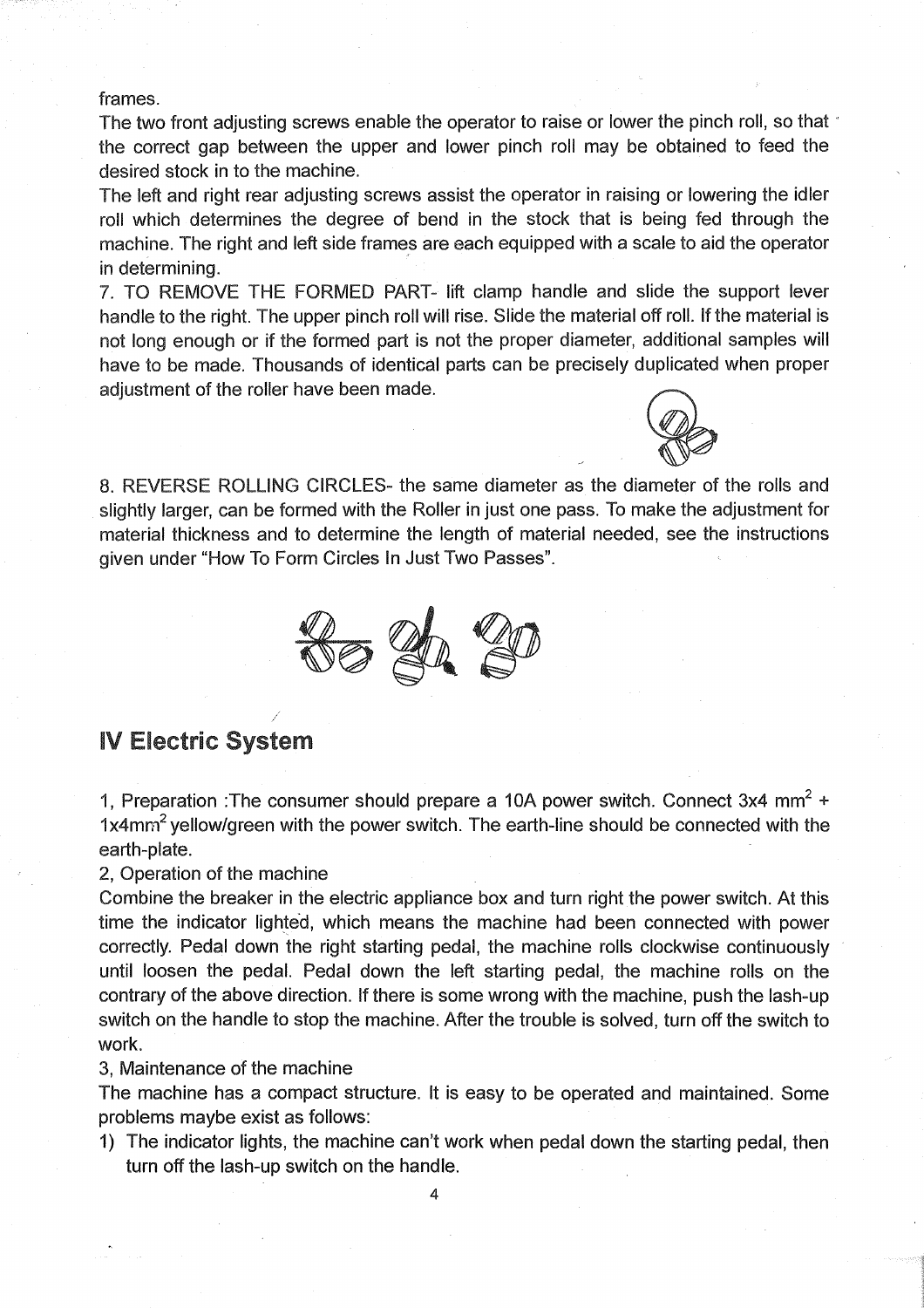frames.

The two front adjusting screws enable the operator to raise or lower the pinch roll, so that the correct gap between the upper and lower pinch roll may be obtained to feed the desired stock in to the machine.

The left and right rear adjusting screws assist the operator in raising or lowering the idler roll which determines the degree of bend in the stock that is being fed through the machine. The right and left side frames are each equipped with a scale to aid the operator in determining.

7. TO REMOVE THE FORMED PART- lift clamp handle and slide the support lever handle to the right. The upper pinch roll will rise. Slide the material off roll. If the material is not long enough or if the formed part is not the proper diameter, additional samples will have to be made. Thousands of identical parts can be precisely duplicated when proper adjustment of the roller have been made.

8. REVERSE ROLLING CIRCLES- the same diameter as the diameter of the rolls and slightly larger, can be formed with the Roller in just one pass. To make the adjustment for material thickness and to determine the length of material needed, see the instructions given under "How To Form Circles In Just Two Passes".

## IV Electric System

1, Preparation :The consumer should prepare a 10A power switch. Connect 3x4 $mm^2$ + 1x4$mm^2$ yellow/green with the power switch. The earth-line should be connected with the earth-plate.

2, Operation of the machine

Combine the breaker in the electric appliance box and turn right the power switch. At this time the indicator lighted, which means the machine had been connected with power correctly. Pedal down the right starting pedal, the machine rolls clockwise continuously until loosen the pedal. Pedal down the left starting pedal, the machine rolls on the contrary of the above direction. If there is some wrong with the machine, push the lash-up switch on the handle to stop the machine. After the trouble is solved, turn off the switch to work.

3, Maintenance of the machine

The machine has a compact structure. It is easy to be operated and maintained. Some problems maybe exist as follows:

1) The indicator lights, the machine can't work when pedal down the starting pedal, then turn off the lash-up switch on the handle.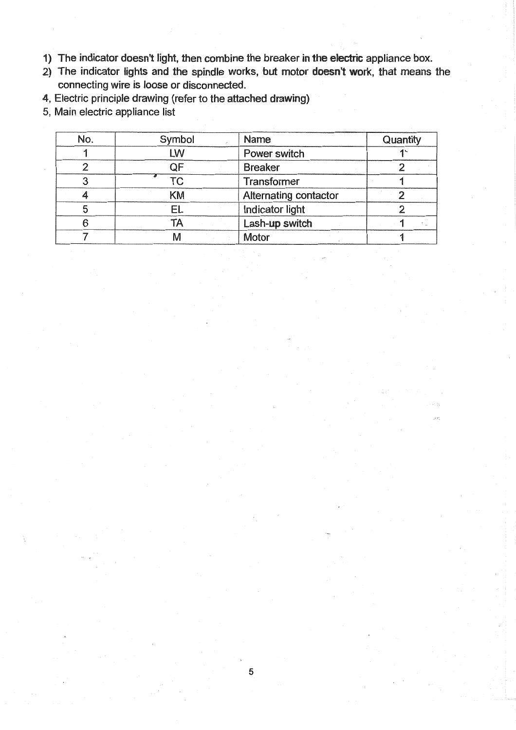1) The indicator doesn't light, then combine the breaker in the electric appliance box.
2) The indicator lights and the spindle works, but motor doesn't work, that means the connecting wire is loose or disconnected.

4, Electric principle drawing (refer to the attached drawing)

5, Main electric appliance list

| No. | Symbol | Name | Quantity |
|---|---|---|---|
| 1 | LW | Power switch | 1 |
| 2 | QF | Breaker | 2 |
| 3 | TC | Transformer | 1 |
| 4 | KM | Alternating contactor | 2 |
| 5 | EL | Indicator light | 2 |
| 6 | TA | Lash-up switch | 1 |
| 7 | M | Motor | 1 |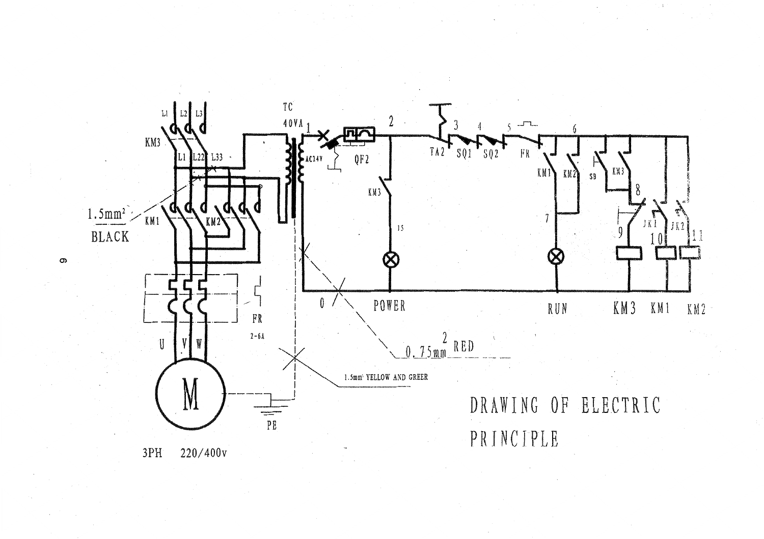# DRAWING OF ELECTRIC PRINCIPLE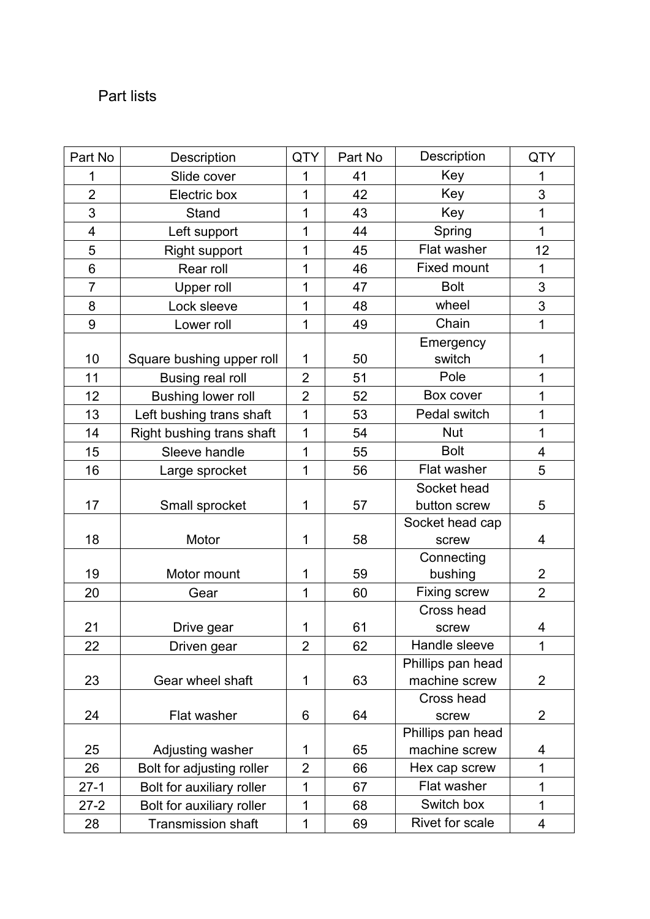Part lists

| Part No | Description | QTY | Part No | Description | QTY |
|---|---|---|---|---|---|
| 1 | Slide cover | 1 | 41 | Key | 1 |
| 2 | Electric box | 1 | 42 | Key | 3 |
| 3 | Stand | 1 | 43 | Key | 1 |
| 4 | Left support | 1 | 44 | Spring | 1 |
| 5 | Right support | 1 | 45 | Flat washer | 12 |
| 6 | Rear roll | 1 | 46 | Fixed mount | 1 |
| 7 | Upper roll | 1 | 47 | Bolt | 3 |
| 8 | Lock sleeve | 1 | 48 | wheel | 3 |
| 9 | Lower roll | 1 | 49 | Chain | 1 |
| 10 | Square bushing upper roll | 1 | 50 | Emergency switch | 1 |
| 11 | Busing real roll | 2 | 51 | Pole | 1 |
| 12 | Bushing lower roll | 2 | 52 | Box cover | 1 |
| 13 | Left bushing trans shaft | 1 | 53 | Pedal switch | 1 |
| 14 | Right bushing trans shaft | 1 | 54 | Nut | 1 |
| 15 | Sleeve handle | 1 | 55 | Bolt | 4 |
| 16 | Large sprocket | 1 | 56 | Flat washer | 5 |
| 17 | Small sprocket | 1 | 57 | Socket head button screw | 5 |
| 18 | Motor | 1 | 58 | Socket head cap screw | 4 |
| 19 | Motor mount | 1 | 59 | Connecting bushing | 2 |
| 20 | Gear | 1 | 60 | Fixing screw | 2 |
| 21 | Drive gear | 1 | 61 | Cross head screw | 4 |
| 22 | Driven gear | 2 | 62 | Handle sleeve | 1 |
| 23 | Gear wheel shaft | 1 | 63 | Phillips pan head machine screw | 2 |
| 24 | Flat washer | 6 | 64 | Cross head screw | 2 |
| 25 | Adjusting washer | 1 | 65 | Phillips pan head machine screw | 4 |
| 26 | Bolt for adjusting roller | 2 | 66 | Hex cap screw | 1 |
| 27-1 | Bolt for auxiliary roller | 1 | 67 | Flat washer | 1 |
| 27-2 | Bolt for auxiliary roller | 1 | 68 | Switch box | 1 |
| 28 | Transmission shaft | 1 | 69 | Rivet for scale | 4 |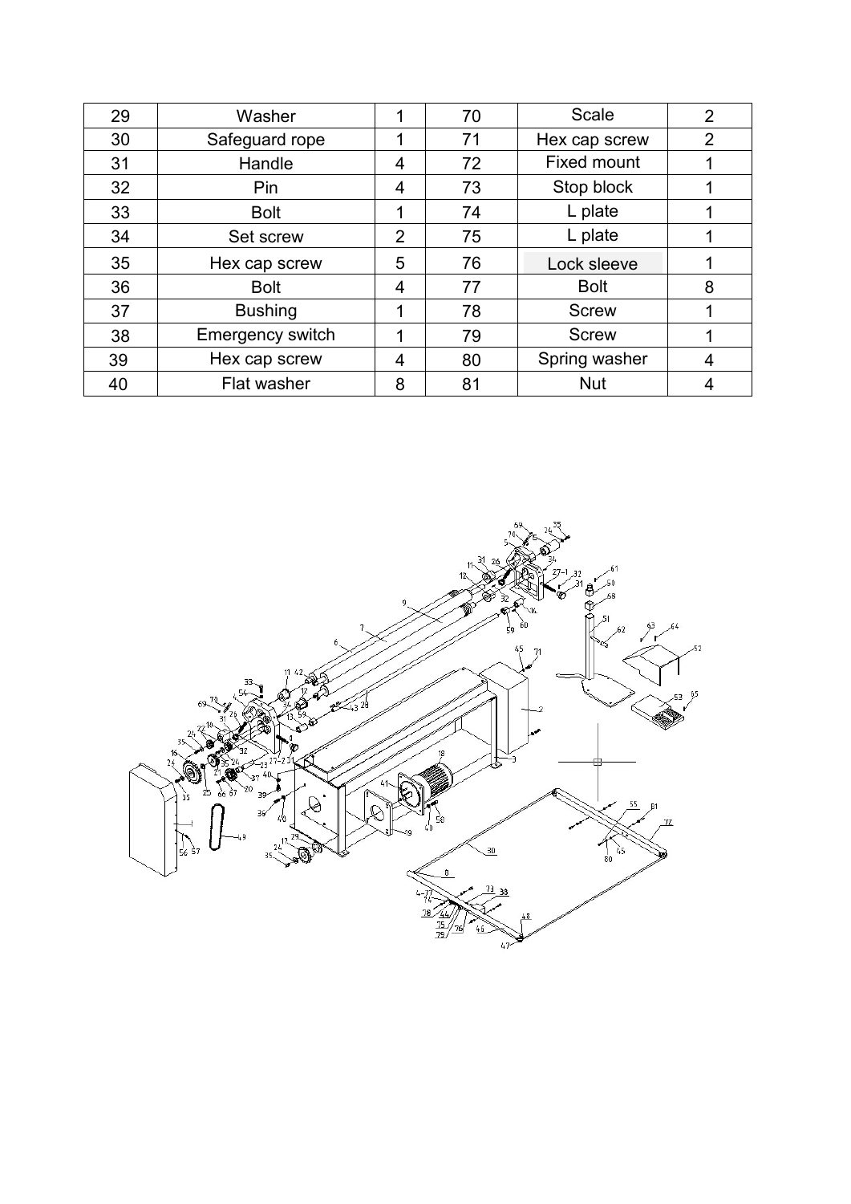| 29 | Washer | 1 | 70 | Scale | 2 |
|---|---|---|---|---|---|
| 30 | Safeguard rope | 1 | 71 | Hex cap screw | 2 |
| 31 | Handle | 4 | 72 | Fixed mount | 1 |
| 32 | Pin | 4 | 73 | Stop block | 1 |
| 33 | Bolt | 1 | 74 | L plate | 1 |
| 34 | Set screw | 2 | 75 | L plate | 1 |
| 35 | Hex cap screw | 5 | 76 | Lock sleeve | 1 |
| 36 | Bolt | 4 | 77 | Bolt | 8 |
| 37 | Bushing | 1 | 78 | Screw | 1 |
| 38 | Emergency switch | 1 | 79 | Screw | 1 |
| 39 | Hex cap screw | 4 | 80 | Spring washer | 4 |
| 40 | Flat washer | 8 | 81 | Nut | 4 |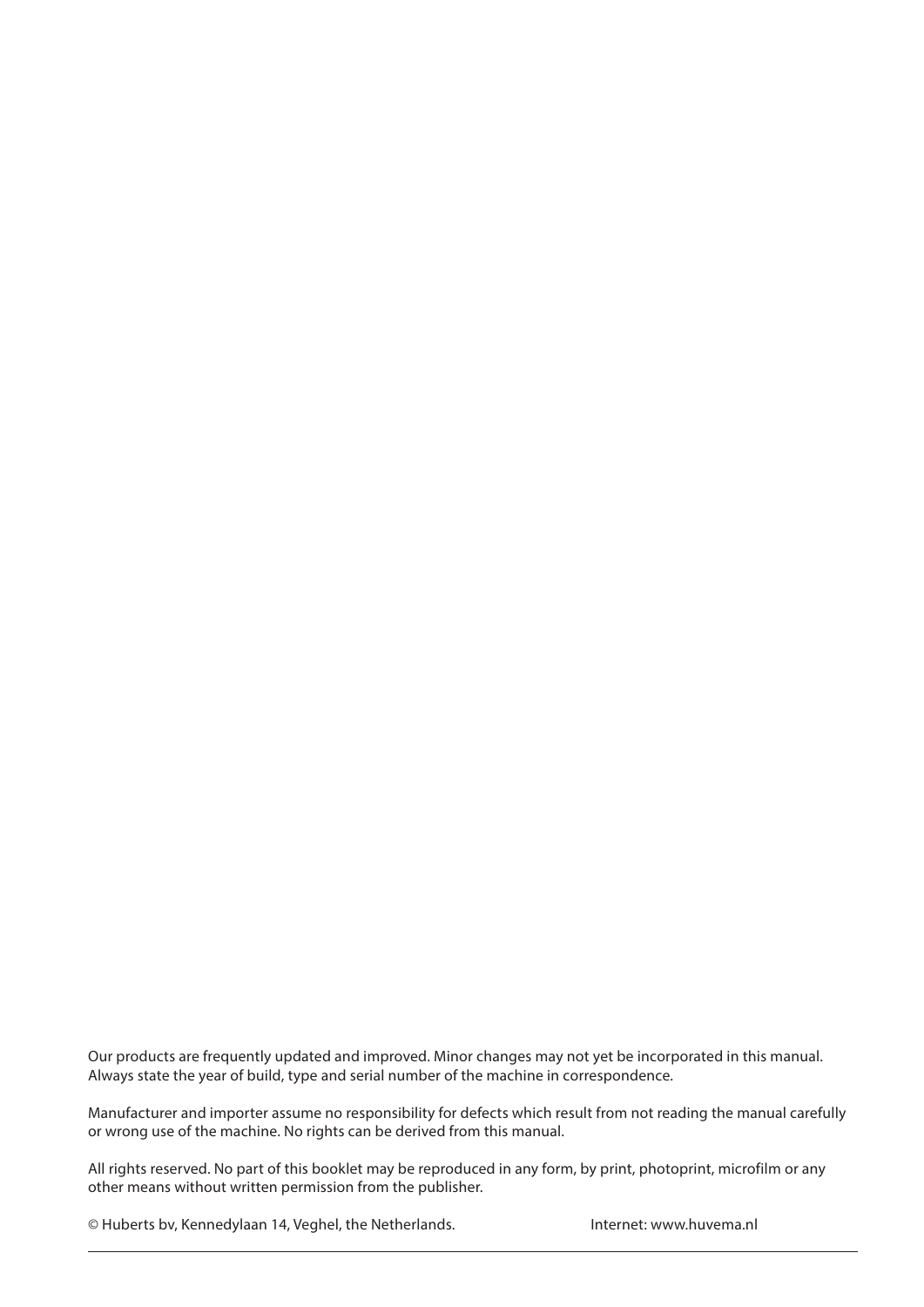Our products are frequently updated and improved. Minor changes may not yet be incorporated in this manual. Always state the year of build, type and serial number of the machine in correspondence.

Manufacturer and importer assume no responsibility for defects which result from not reading the manual carefully or wrong use of the machine. No rights can be derived from this manual.

All rights reserved. No part of this booklet may be reproduced in any form, by print, photoprint, microfilm or any other means without written permission from the publisher.

© Huberts bv, Kennedylaan 14, Veghel, the Netherlands. Internet: www.huvema.nl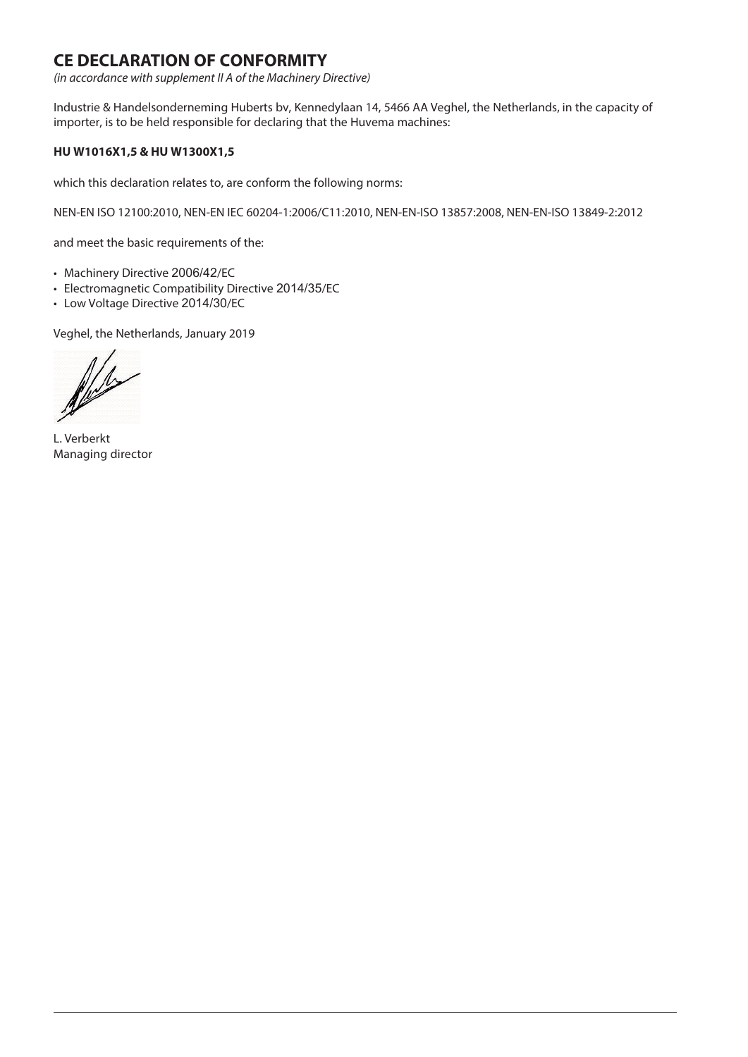# CE DECLARATION OF CONFORMITY

*(in accordance with supplement II A of the Machinery Directive)*

Industrie & Handelsonderneming Huberts bv, Kennedylaan 14, 5466 AA Veghel, the Netherlands, in the capacity of importer, is to be held responsible for declaring that the Huvema machines:

**HU W1016X1,5 & HU W1300X1,5**

which this declaration relates to, are conform the following norms:

NEN-EN ISO 12100:2010, NEN-EN IEC 60204-1:2006/C11:2010, NEN-EN-ISO 13857:2008, NEN-EN-ISO 13849-2:2012

and meet the basic requirements of the:

- Machinery Directive 2006/42/EC
- Electromagnetic Compatibility Directive 2014/35/EC
- Low Voltage Directive 2014/30/EC

Veghel, the Netherlands, January 2019

L. Verberkt
Managing director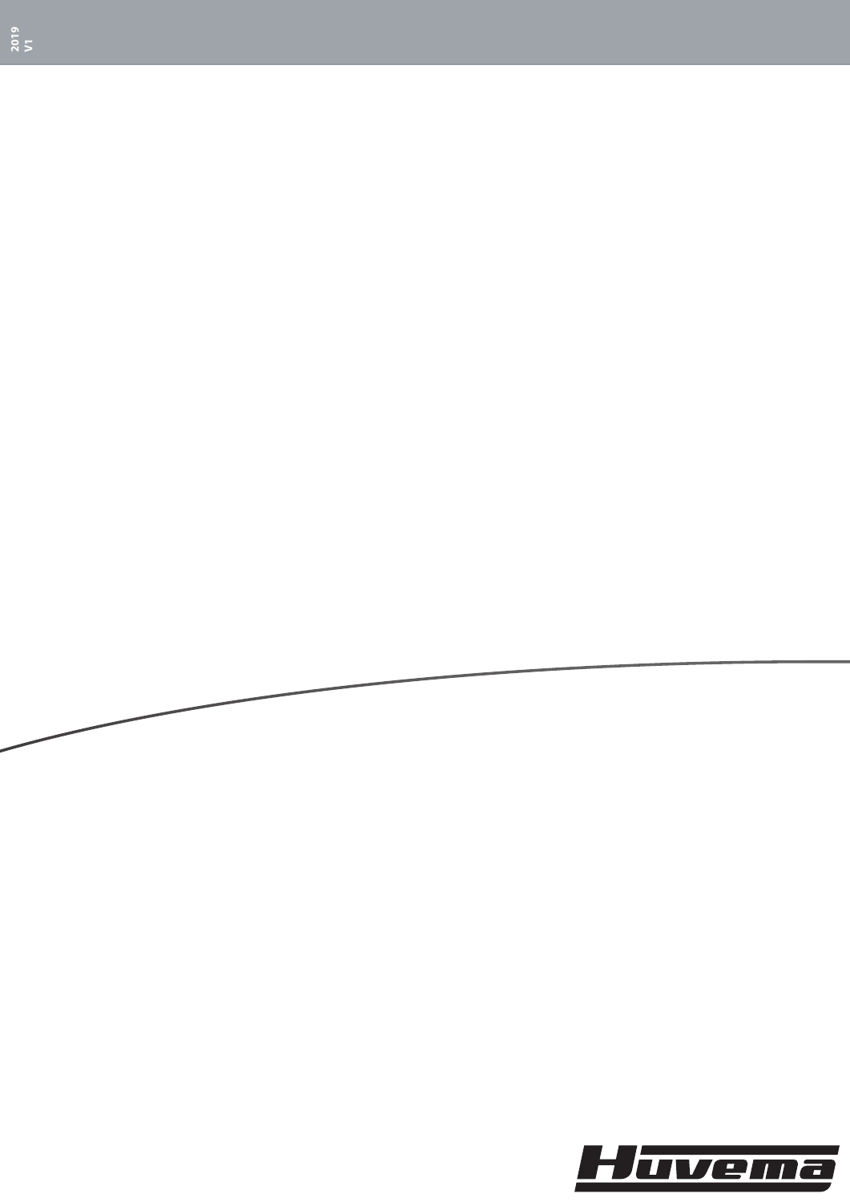2019
V1